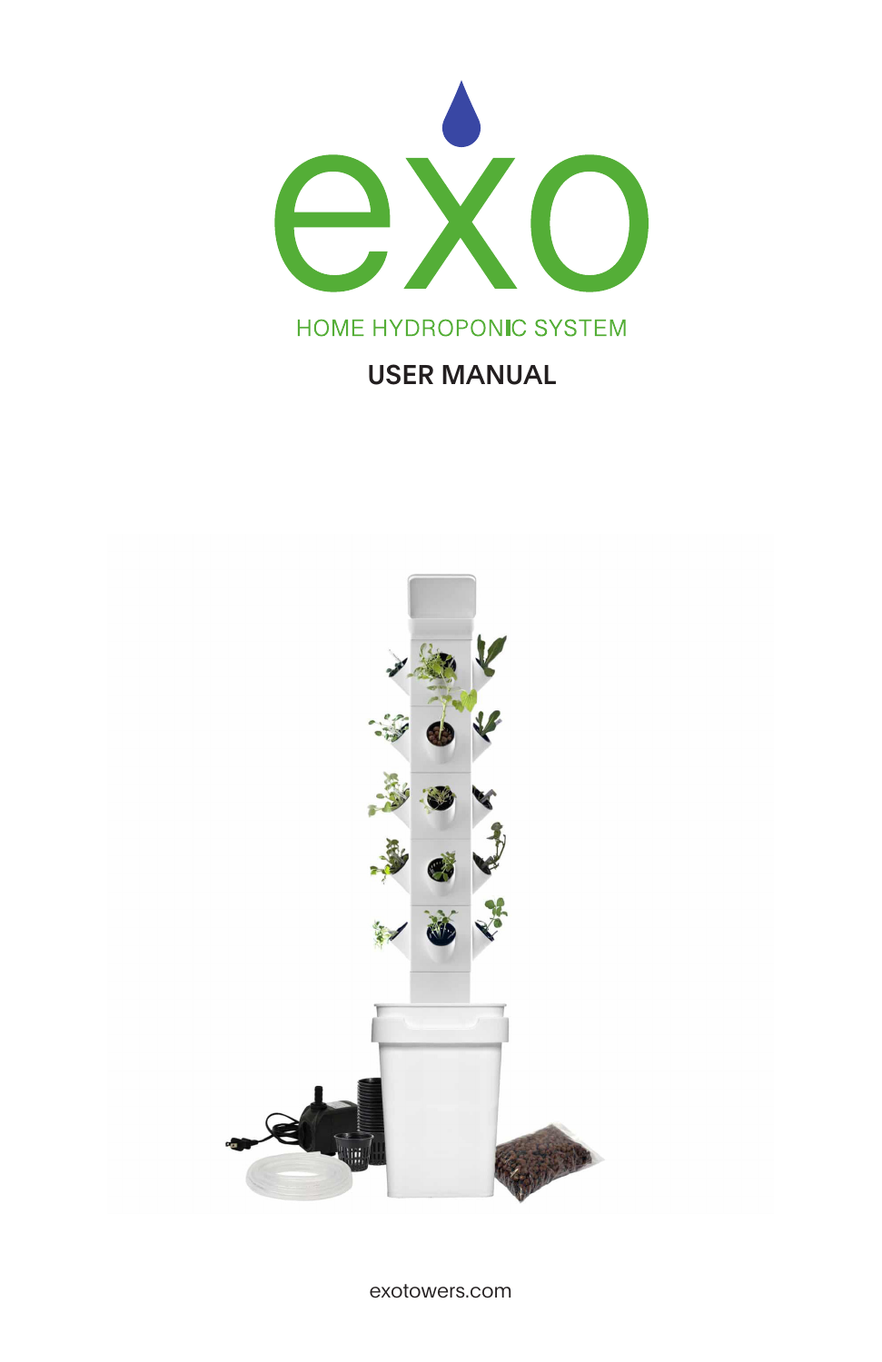# exo

HOME HYDROPONIC SYSTEM

## USER MANUAL

exotowers.com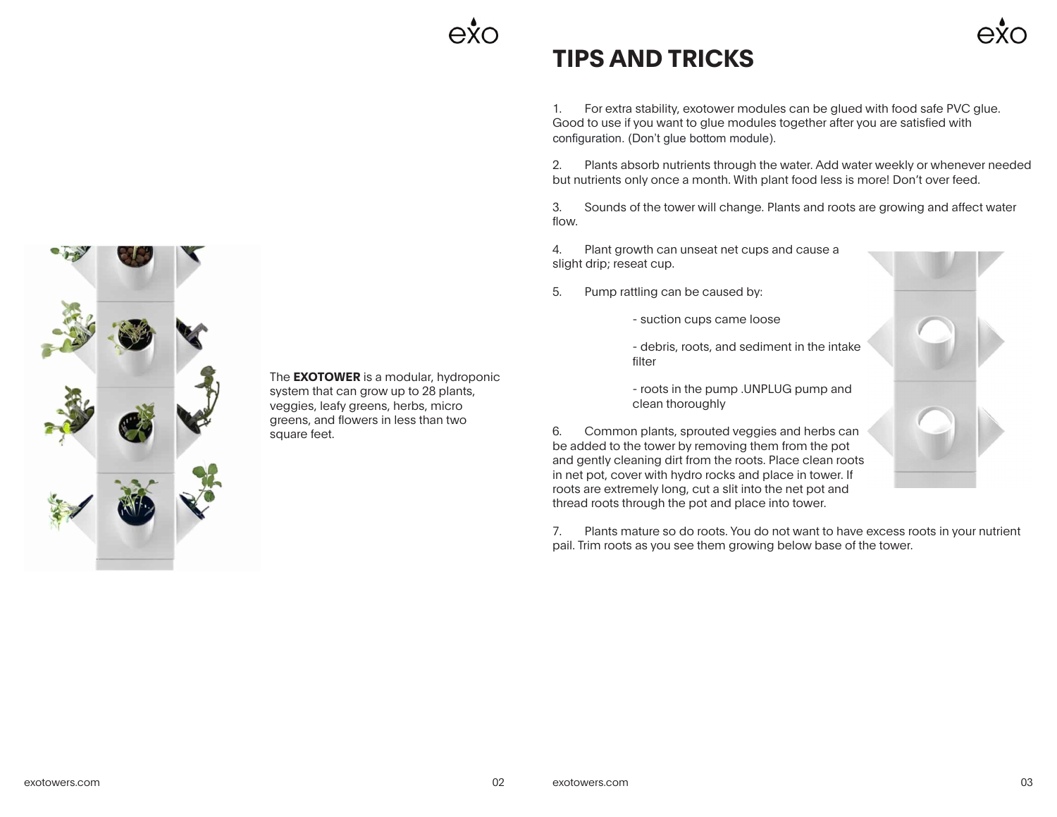The **EXOTOWER** is a modular, hydroponic system that can grow up to 28 plants, veggies, leafy greens, herbs, micro greens, and flowers in less than two square feet.

# TIPS AND TRICKS

1. For extra stability, exotower modules can be glued with food safe PVC glue. Good to use if you want to glue modules together after you are satisfied with configuration. (Don't glue bottom module).

2. Plants absorb nutrients through the water. Add water weekly or whenever needed but nutrients only once a month. With plant food less is more! Don't over feed.

3. Sounds of the tower will change. Plants and roots are growing and affect water flow.

4. Plant growth can unseat net cups and cause a slight drip; reseat cup.

5. Pump rattling can be caused by:

   - suction cups came loose

   - debris, roots, and sediment in the intake filter

   - roots in the pump .UNPLUG pump and clean thoroughly

6. Common plants, sprouted veggies and herbs can be added to the tower by removing them from the pot and gently cleaning dirt from the roots. Place clean roots in net pot, cover with hydro rocks and place in tower. If roots are extremely long, cut a slit into the net pot and thread roots through the pot and place into tower.

7. Plants mature so do roots. You do not want to have excess roots in your nutrient pail. Trim roots as you see them growing below base of the tower.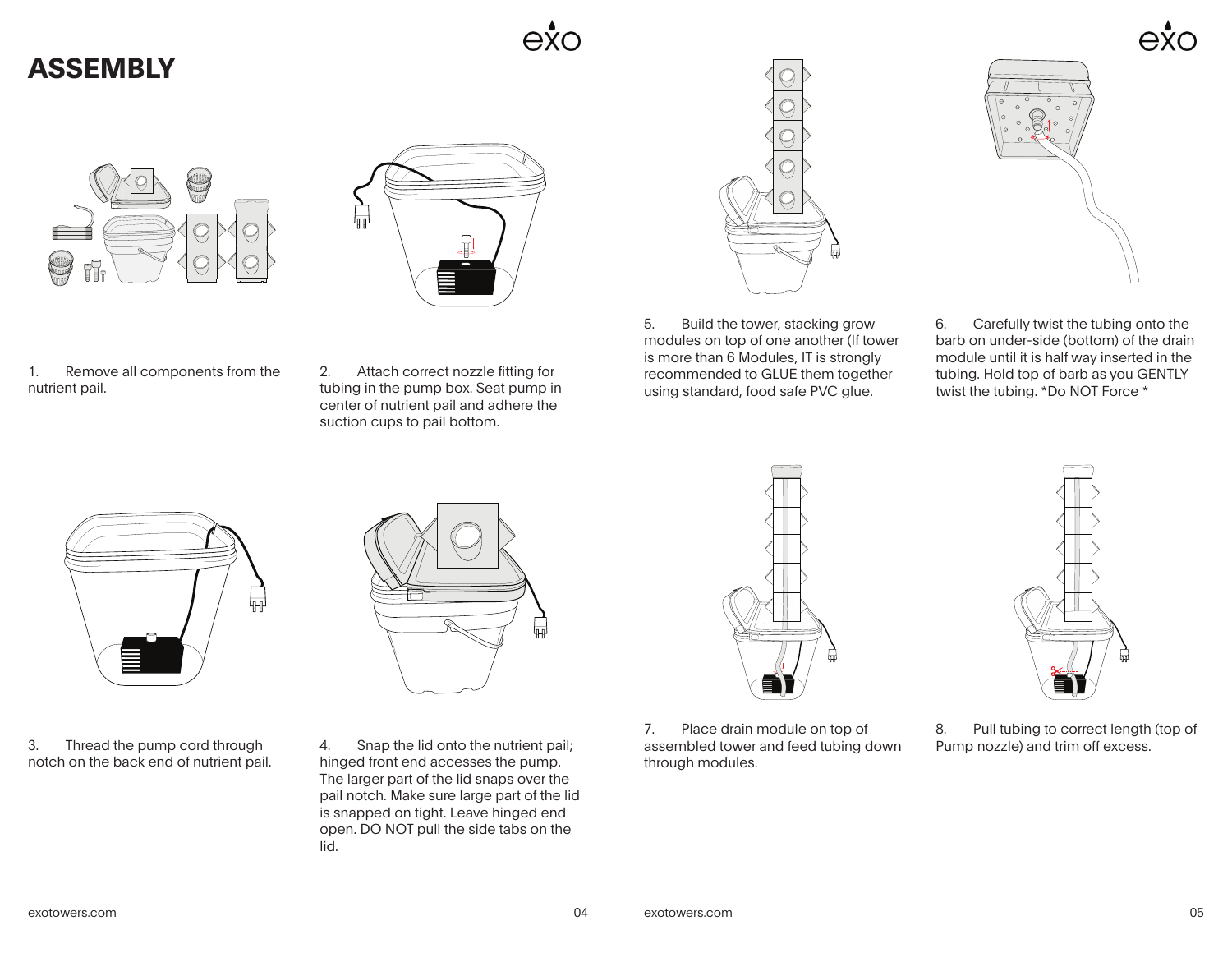# ASSEMBLY

1. Remove all components from the nutrient pail.

2. Attach correct nozzle fitting for tubing in the pump box. Seat pump in center of nutrient pail and adhere the suction cups to pail bottom.

3. Thread the pump cord through notch on the back end of nutrient pail.

4. Snap the lid onto the nutrient pail; hinged front end accesses the pump. The larger part of the lid snaps over the pail notch. Make sure large part of the lid is snapped on tight. Leave hinged end open. DO NOT pull the side tabs on the lid.

5. Build the tower, stacking grow modules on top of one another (If tower is more than 6 Modules, IT is strongly recommended to GLUE them together using standard, food safe PVC glue.

6. Carefully twist the tubing onto the barb on under-side (bottom) of the drain module until it is half way inserted in the tubing. Hold top of barb as you GENTLY twist the tubing. *Do NOT Force *

7. Place drain module on top of assembled tower and feed tubing down through modules.

8. Pull tubing to correct length (top of Pump nozzle) and trim off excess.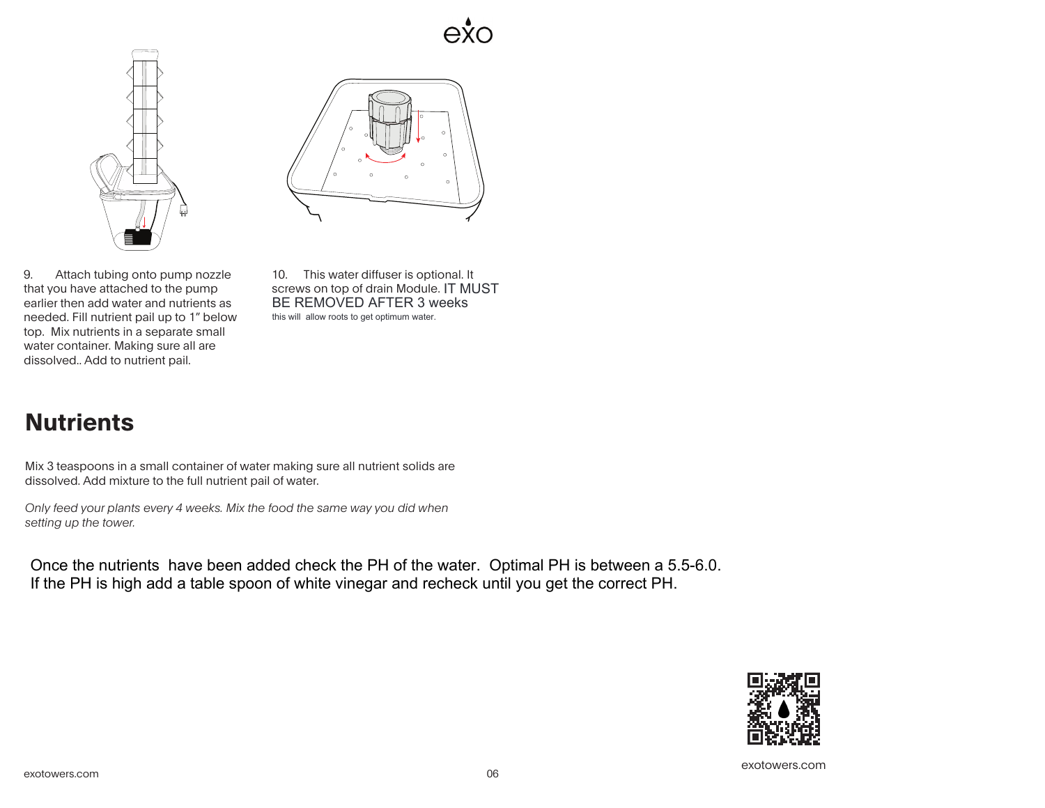9. Attach tubing onto pump nozzle that you have attached to the pump earlier then add water and nutrients as needed. Fill nutrient pail up to 1″ below top. Mix nutrients in a separate small water container. Making sure all are dissolved.. Add to nutrient pail.

10. This water diffuser is optional. It screws on top of drain Module. IT MUST BE REMOVED AFTER 3 weeks this will allow roots to get optimum water.

# Nutrients

Mix 3 teaspoons in a small container of water making sure all nutrient solids are dissolved. Add mixture to the full nutrient pail of water.

*Only feed your plants every 4 weeks. Mix the food the same way you did when setting up the tower.*

Once the nutrients have been added check the PH of the water. Optimal PH is between a 5.5-6.0.
If the PH is high add a table spoon of white vinegar and recheck until you get the correct PH.

exotowers.com